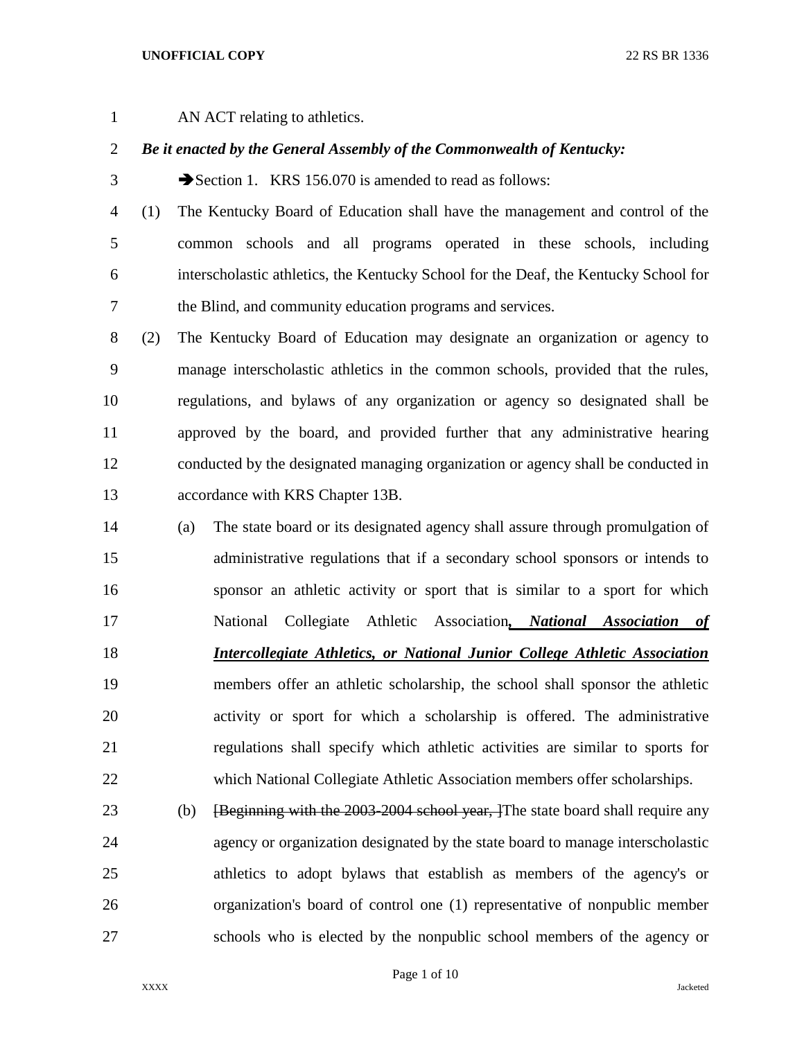AN ACT relating to athletics.

***Be it enacted by the General Assembly of the Commonwealth of Kentucky:***

➔Section 1. KRS 156.070 is amended to read as follows:

(1) The Kentucky Board of Education shall have the management and control of the common schools and all programs operated in these schools, including interscholastic athletics, the Kentucky School for the Deaf, the Kentucky School for the Blind, and community education programs and services.

(2) The Kentucky Board of Education may designate an organization or agency to manage interscholastic athletics in the common schools, provided that the rules, regulations, and bylaws of any organization or agency so designated shall be approved by the board, and provided further that any administrative hearing conducted by the designated managing organization or agency shall be conducted in accordance with KRS Chapter 13B.

(a) The state board or its designated agency shall assure through promulgation of administrative regulations that if a secondary school sponsors or intends to sponsor an athletic activity or sport that is similar to a sport for which National Collegiate Athletic Association***, National Association of Intercollegiate Athletics, or National Junior College Athletic Association*** members offer an athletic scholarship, the school shall sponsor the athletic activity or sport for which a scholarship is offered. The administrative regulations shall specify which athletic activities are similar to sports for which National Collegiate Athletic Association members offer scholarships.

(b) ~~[Beginning with the 2003-2004 school year, ]~~The state board shall require any agency or organization designated by the state board to manage interscholastic athletics to adopt bylaws that establish as members of the agency's or organization's board of control one (1) representative of nonpublic member schools who is elected by the nonpublic school members of the agency or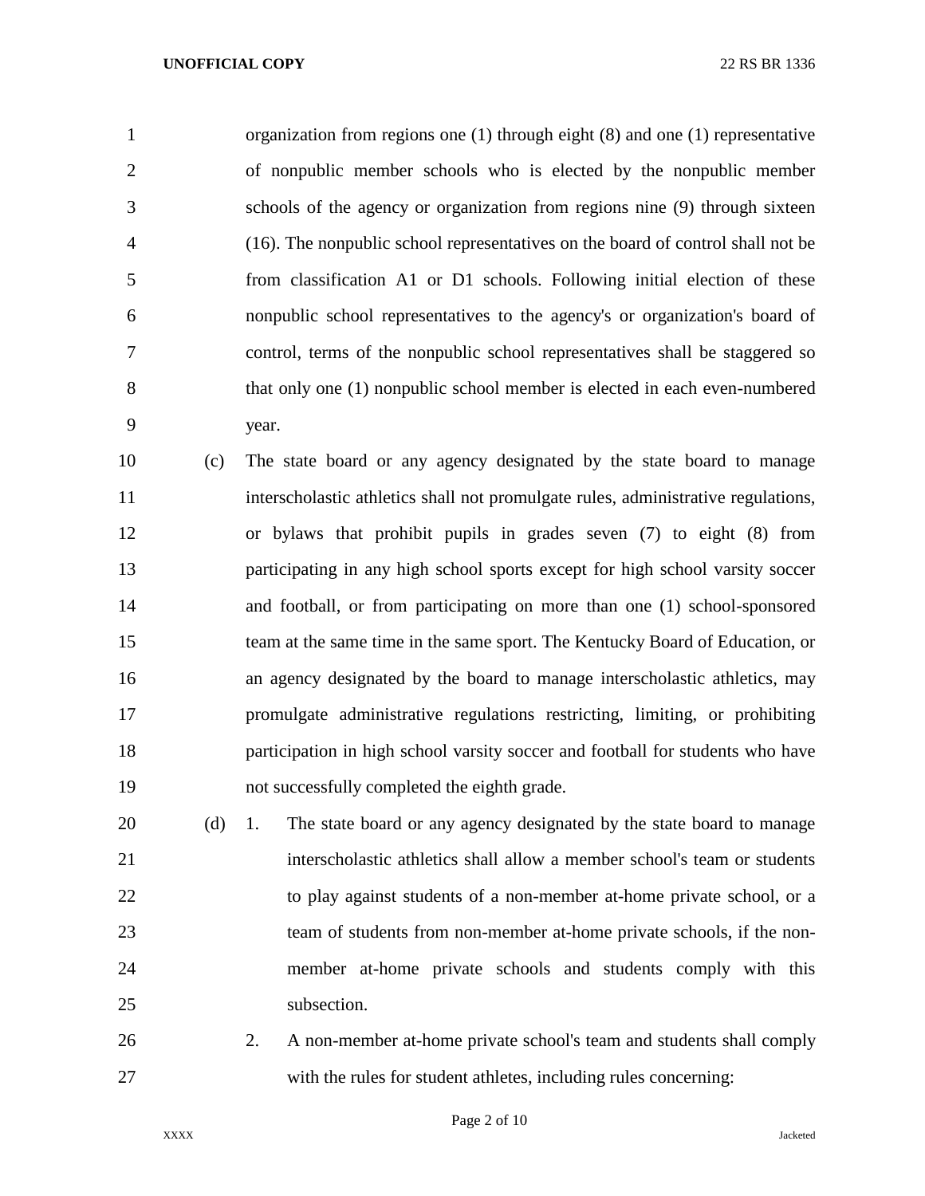organization from regions one (1) through eight (8) and one (1) representative of nonpublic member schools who is elected by the nonpublic member schools of the agency or organization from regions nine (9) through sixteen (16). The nonpublic school representatives on the board of control shall not be from classification A1 or D1 schools. Following initial election of these nonpublic school representatives to the agency's or organization's board of control, terms of the nonpublic school representatives shall be staggered so that only one (1) nonpublic school member is elected in each even-numbered year.

(c) The state board or any agency designated by the state board to manage interscholastic athletics shall not promulgate rules, administrative regulations, or bylaws that prohibit pupils in grades seven (7) to eight (8) from participating in any high school sports except for high school varsity soccer and football, or from participating on more than one (1) school-sponsored team at the same time in the same sport. The Kentucky Board of Education, or an agency designated by the board to manage interscholastic athletics, may promulgate administrative regulations restricting, limiting, or prohibiting participation in high school varsity soccer and football for students who have not successfully completed the eighth grade.

(d) 1. The state board or any agency designated by the state board to manage interscholastic athletics shall allow a member school's team or students to play against students of a non-member at-home private school, or a team of students from non-member at-home private schools, if the non-member at-home private schools and students comply with this subsection.

2. A non-member at-home private school's team and students shall comply with the rules for student athletes, including rules concerning: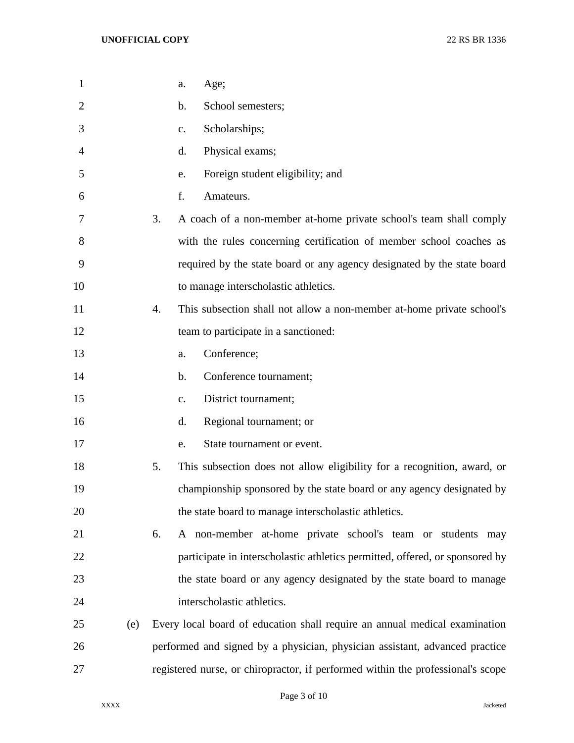a. Age;

b. School semesters;

c. Scholarships;

d. Physical exams;

e. Foreign student eligibility; and

f. Amateurs.

3. A coach of a non-member at-home private school's team shall comply with the rules concerning certification of member school coaches as required by the state board or any agency designated by the state board to manage interscholastic athletics.

4. This subsection shall not allow a non-member at-home private school's team to participate in a sanctioned:

   a. Conference;

   b. Conference tournament;

   c. District tournament;

   d. Regional tournament; or

   e. State tournament or event.

5. This subsection does not allow eligibility for a recognition, award, or championship sponsored by the state board or any agency designated by the state board to manage interscholastic athletics.

6. A non-member at-home private school's team or students may participate in interscholastic athletics permitted, offered, or sponsored by the state board or any agency designated by the state board to manage interscholastic athletics.

(e) Every local board of education shall require an annual medical examination performed and signed by a physician, physician assistant, advanced practice registered nurse, or chiropractor, if performed within the professional's scope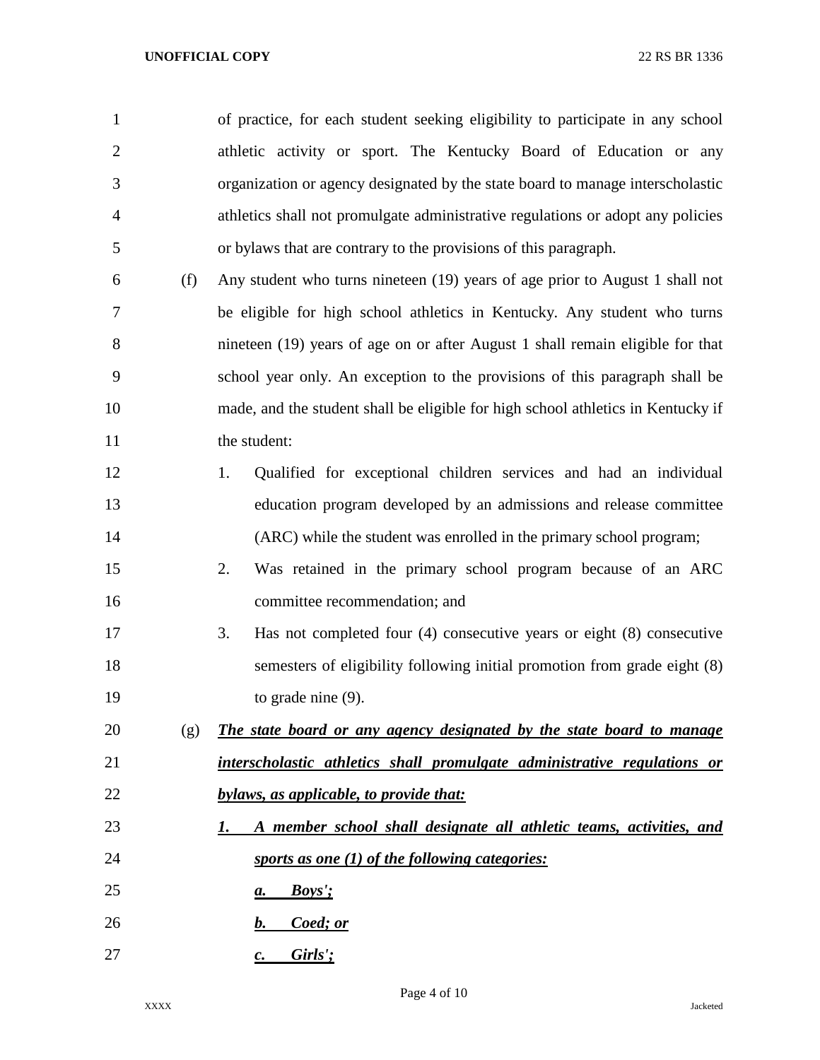of practice, for each student seeking eligibility to participate in any school athletic activity or sport. The Kentucky Board of Education or any organization or agency designated by the state board to manage interscholastic athletics shall not promulgate administrative regulations or adopt any policies or bylaws that are contrary to the provisions of this paragraph.

(f) Any student who turns nineteen (19) years of age prior to August 1 shall not be eligible for high school athletics in Kentucky. Any student who turns nineteen (19) years of age on or after August 1 shall remain eligible for that school year only. An exception to the provisions of this paragraph shall be made, and the student shall be eligible for high school athletics in Kentucky if the student:

1. Qualified for exceptional children services and had an individual education program developed by an admissions and release committee (ARC) while the student was enrolled in the primary school program;
2. Was retained in the primary school program because of an ARC committee recommendation; and
3. Has not completed four (4) consecutive years or eight (8) consecutive semesters of eligibility following initial promotion from grade eight (8) to grade nine (9).

(g) ***The state board or any agency designated by the state board to manage interscholastic athletics shall promulgate administrative regulations or bylaws, as applicable, to provide that:***

***1. A member school shall designate all athletic teams, activities, and sports as one (1) of the following categories:***

***a. Boys';***

***b. Coed; or***

***c. Girls';***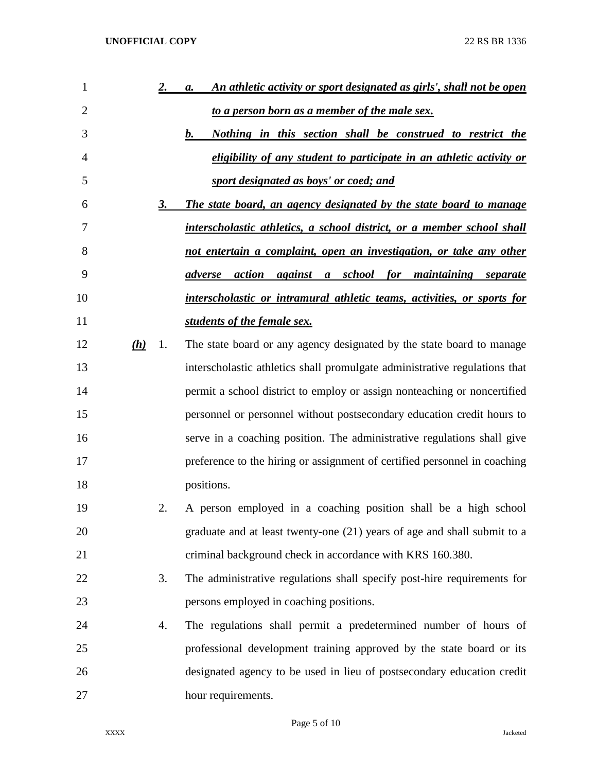***2.*** ***a.*** ***An athletic activity or sport designated as girls', shall not be open to a person born as a member of the male sex.***

***b.*** ***Nothing in this section shall be construed to restrict the eligibility of any student to participate in an athletic activity or sport designated as boys' or coed; and***

***3.*** ***The state board, an agency designated by the state board to manage interscholastic athletics, a school district, or a member school shall not entertain a complaint, open an investigation, or take any other adverse action against a school for maintaining separate interscholastic or intramural athletic teams, activities, or sports for students of the female sex.***

***(h)*** 1. The state board or any agency designated by the state board to manage interscholastic athletics shall promulgate administrative regulations that permit a school district to employ or assign nonteaching or noncertified personnel or personnel without postsecondary education credit hours to serve in a coaching position. The administrative regulations shall give preference to the hiring or assignment of certified personnel in coaching positions.

2. A person employed in a coaching position shall be a high school graduate and at least twenty-one (21) years of age and shall submit to a criminal background check in accordance with KRS 160.380.

3. The administrative regulations shall specify post-hire requirements for persons employed in coaching positions.

4. The regulations shall permit a predetermined number of hours of professional development training approved by the state board or its designated agency to be used in lieu of postsecondary education credit hour requirements.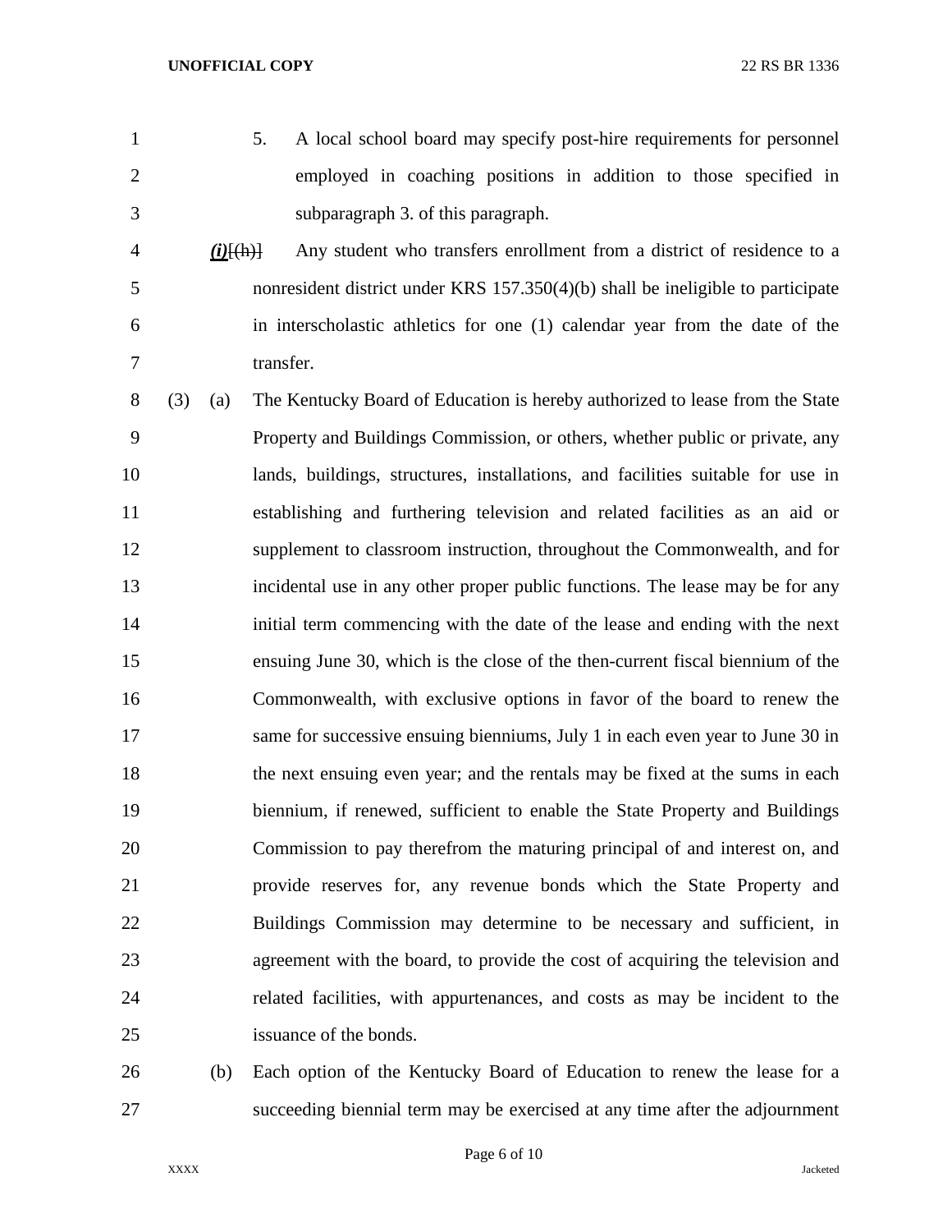5. A local school board may specify post-hire requirements for personnel employed in coaching positions in addition to those specified in subparagraph 3. of this paragraph.

***(i)***[(h)] Any student who transfers enrollment from a district of residence to a nonresident district under KRS 157.350(4)(b) shall be ineligible to participate in interscholastic athletics for one (1) calendar year from the date of the transfer.

(3) (a) The Kentucky Board of Education is hereby authorized to lease from the State Property and Buildings Commission, or others, whether public or private, any lands, buildings, structures, installations, and facilities suitable for use in establishing and furthering television and related facilities as an aid or supplement to classroom instruction, throughout the Commonwealth, and for incidental use in any other proper public functions. The lease may be for any initial term commencing with the date of the lease and ending with the next ensuing June 30, which is the close of the then-current fiscal biennium of the Commonwealth, with exclusive options in favor of the board to renew the same for successive ensuing bienniums, July 1 in each even year to June 30 in the next ensuing even year; and the rentals may be fixed at the sums in each biennium, if renewed, sufficient to enable the State Property and Buildings Commission to pay therefrom the maturing principal of and interest on, and provide reserves for, any revenue bonds which the State Property and Buildings Commission may determine to be necessary and sufficient, in agreement with the board, to provide the cost of acquiring the television and related facilities, with appurtenances, and costs as may be incident to the issuance of the bonds.

(b) Each option of the Kentucky Board of Education to renew the lease for a succeeding biennial term may be exercised at any time after the adjournment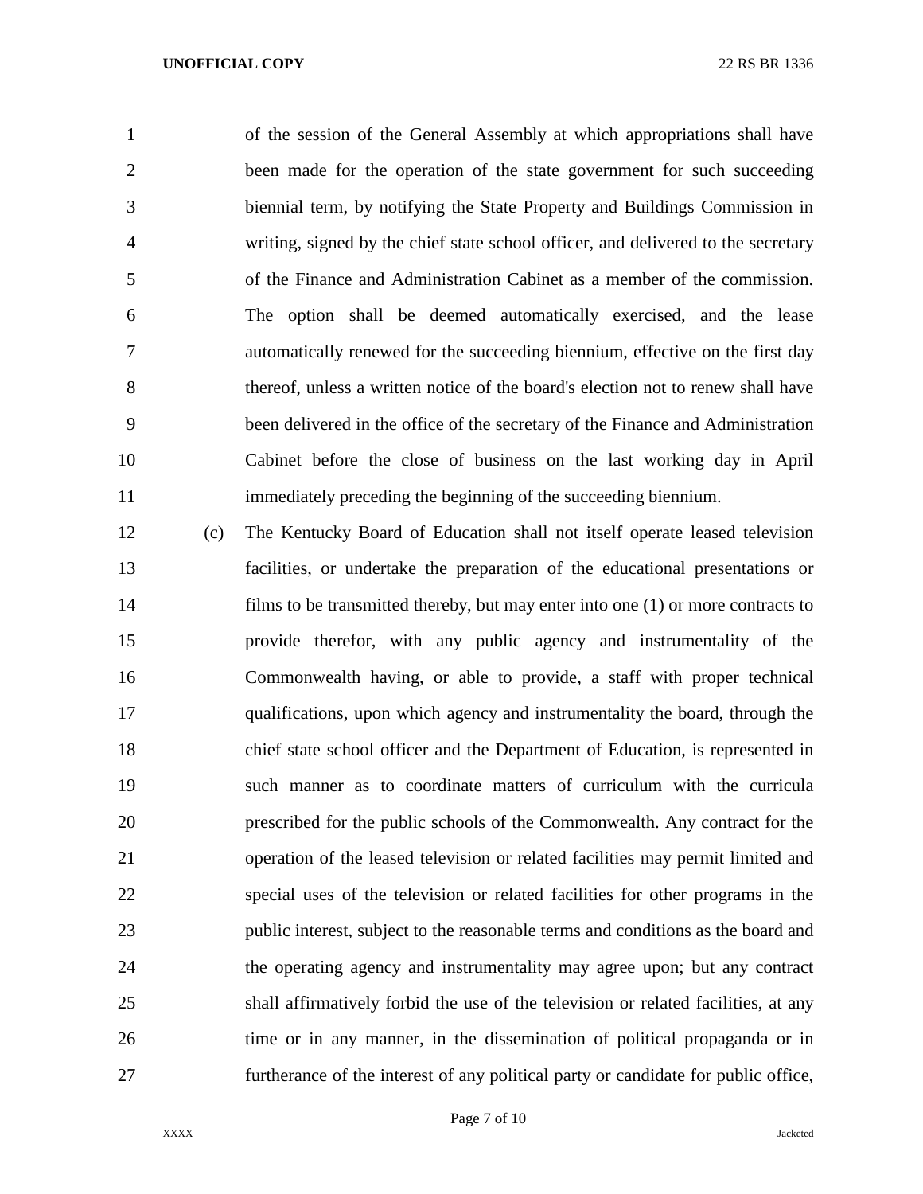of the session of the General Assembly at which appropriations shall have been made for the operation of the state government for such succeeding biennial term, by notifying the State Property and Buildings Commission in writing, signed by the chief state school officer, and delivered to the secretary of the Finance and Administration Cabinet as a member of the commission. The option shall be deemed automatically exercised, and the lease automatically renewed for the succeeding biennium, effective on the first day thereof, unless a written notice of the board's election not to renew shall have been delivered in the office of the secretary of the Finance and Administration Cabinet before the close of business on the last working day in April immediately preceding the beginning of the succeeding biennium.

(c) The Kentucky Board of Education shall not itself operate leased television facilities, or undertake the preparation of the educational presentations or films to be transmitted thereby, but may enter into one (1) or more contracts to provide therefor, with any public agency and instrumentality of the Commonwealth having, or able to provide, a staff with proper technical qualifications, upon which agency and instrumentality the board, through the chief state school officer and the Department of Education, is represented in such manner as to coordinate matters of curriculum with the curricula prescribed for the public schools of the Commonwealth. Any contract for the operation of the leased television or related facilities may permit limited and special uses of the television or related facilities for other programs in the public interest, subject to the reasonable terms and conditions as the board and the operating agency and instrumentality may agree upon; but any contract shall affirmatively forbid the use of the television or related facilities, at any time or in any manner, in the dissemination of political propaganda or in furtherance of the interest of any political party or candidate for public office,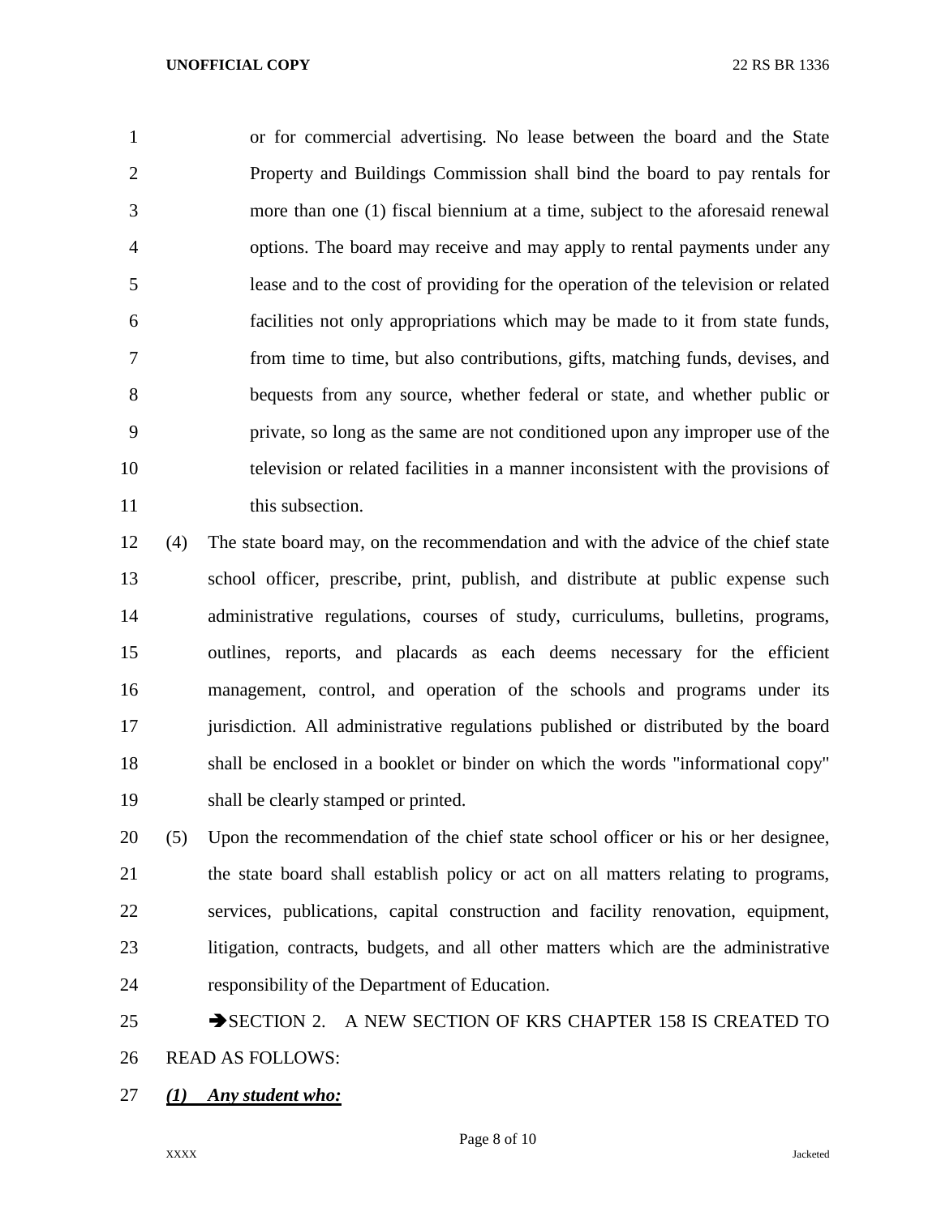or for commercial advertising. No lease between the board and the State Property and Buildings Commission shall bind the board to pay rentals for more than one (1) fiscal biennium at a time, subject to the aforesaid renewal options. The board may receive and may apply to rental payments under any lease and to the cost of providing for the operation of the television or related facilities not only appropriations which may be made to it from state funds, from time to time, but also contributions, gifts, matching funds, devises, and bequests from any source, whether federal or state, and whether public or private, so long as the same are not conditioned upon any improper use of the television or related facilities in a manner inconsistent with the provisions of this subsection.

(4) The state board may, on the recommendation and with the advice of the chief state school officer, prescribe, print, publish, and distribute at public expense such administrative regulations, courses of study, curriculums, bulletins, programs, outlines, reports, and placards as each deems necessary for the efficient management, control, and operation of the schools and programs under its jurisdiction. All administrative regulations published or distributed by the board shall be enclosed in a booklet or binder on which the words "informational copy" shall be clearly stamped or printed.

(5) Upon the recommendation of the chief state school officer or his or her designee, the state board shall establish policy or act on all matters relating to programs, services, publications, capital construction and facility renovation, equipment, litigation, contracts, budgets, and all other matters which are the administrative responsibility of the Department of Education.

➔SECTION 2. A NEW SECTION OF KRS CHAPTER 158 IS CREATED TO READ AS FOLLOWS:

***(1) Any student who:***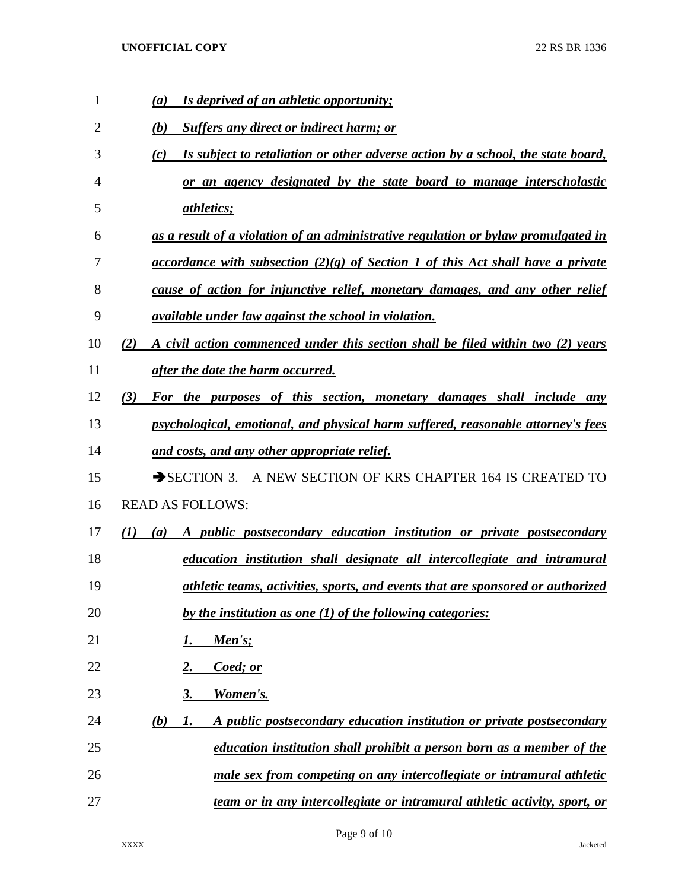*(a)* *Is deprived of an athletic opportunity;*

*(b)* *Suffers any direct or indirect harm; or*

*(c)* *Is subject to retaliation or other adverse action by a school, the state board, or an agency designated by the state board to manage interscholastic athletics;*

*as a result of a violation of an administrative regulation or bylaw promulgated in accordance with subsection (2)(g) of Section 1 of this Act shall have a private cause of action for injunctive relief, monetary damages, and any other relief available under law against the school in violation.*

*(2)* *A civil action commenced under this section shall be filed within two (2) years after the date the harm occurred.*

*(3)* *For the purposes of this section, monetary damages shall include any psychological, emotional, and physical harm suffered, reasonable attorney's fees and costs, and any other appropriate relief.*

➔SECTION 3. A NEW SECTION OF KRS CHAPTER 164 IS CREATED TO READ AS FOLLOWS:

*(1)* *(a)* *A public postsecondary education institution or private postsecondary education institution shall designate all intercollegiate and intramural athletic teams, activities, sports, and events that are sponsored or authorized by the institution as one (1) of the following categories:*

*1.* *Men's;*

*2.* *Coed; or*

*3.* *Women's.*

*(b)* *1.* *A public postsecondary education institution or private postsecondary education institution shall prohibit a person born as a member of the male sex from competing on any intercollegiate or intramural athletic team or in any intercollegiate or intramural athletic activity, sport, or*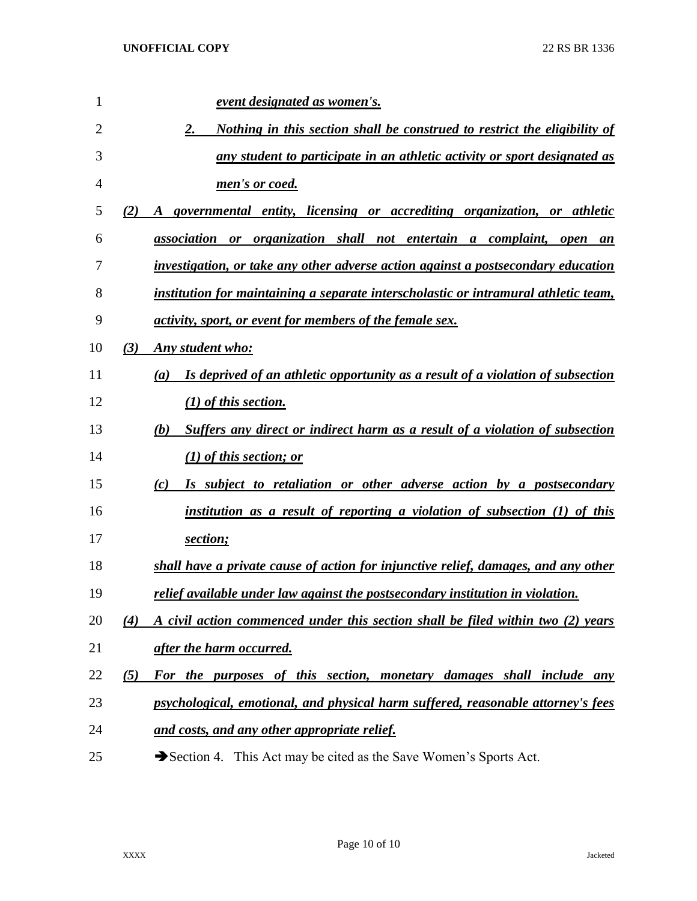***event designated as women's.***

***2. Nothing in this section shall be construed to restrict the eligibility of any student to participate in an athletic activity or sport designated as men's or coed.***

***(2) A governmental entity, licensing or accrediting organization, or athletic association or organization shall not entertain a complaint, open an investigation, or take any other adverse action against a postsecondary education institution for maintaining a separate interscholastic or intramural athletic team, activity, sport, or event for members of the female sex.***

***(3) Any student who:***

***(a) Is deprived of an athletic opportunity as a result of a violation of subsection (1) of this section.***

***(b) Suffers any direct or indirect harm as a result of a violation of subsection (1) of this section; or***

***(c) Is subject to retaliation or other adverse action by a postsecondary institution as a result of reporting a violation of subsection (1) of this section;***

***shall have a private cause of action for injunctive relief, damages, and any other relief available under law against the postsecondary institution in violation.***

***(4) A civil action commenced under this section shall be filed within two (2) years after the harm occurred.***

***(5) For the purposes of this section, monetary damages shall include any psychological, emotional, and physical harm suffered, reasonable attorney's fees and costs, and any other appropriate relief.***

➔Section 4. This Act may be cited as the Save Women's Sports Act.